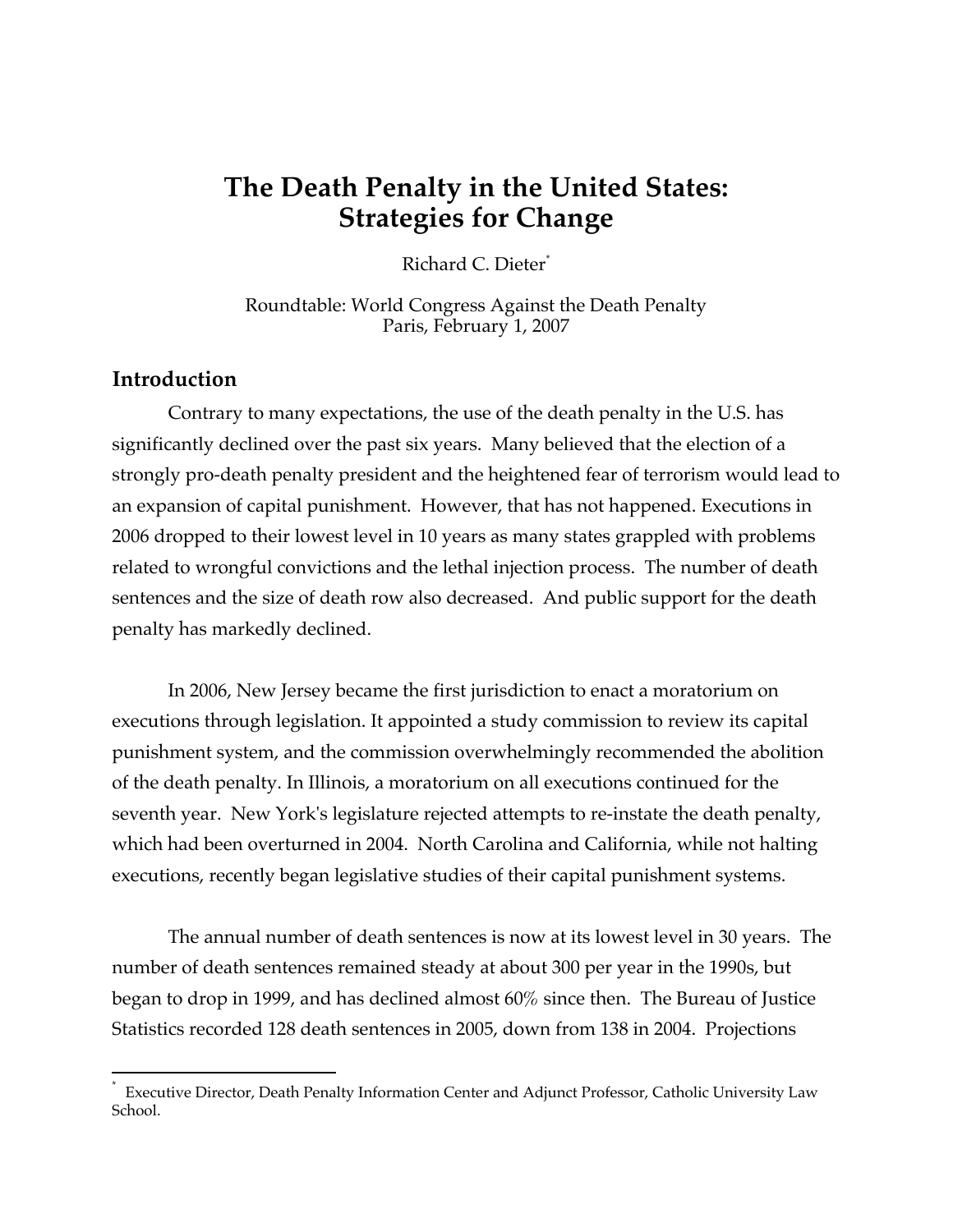# The Death Penalty in the United States: Strategies for Change

Richard C. Dieter[*]

Roundtable: World Congress Against the Death Penalty
Paris, February 1, 2007

## Introduction

Contrary to many expectations, the use of the death penalty in the U.S. has significantly declined over the past six years. Many believed that the election of a strongly pro-death penalty president and the heightened fear of terrorism would lead to an expansion of capital punishment. However, that has not happened. Executions in 2006 dropped to their lowest level in 10 years as many states grappled with problems related to wrongful convictions and the lethal injection process. The number of death sentences and the size of death row also decreased. And public support for the death penalty has markedly declined.

In 2006, New Jersey became the first jurisdiction to enact a moratorium on executions through legislation. It appointed a study commission to review its capital punishment system, and the commission overwhelmingly recommended the abolition of the death penalty. In Illinois, a moratorium on all executions continued for the seventh year. New York's legislature rejected attempts to re-instate the death penalty, which had been overturned in 2004. North Carolina and California, while not halting executions, recently began legislative studies of their capital punishment systems.

The annual number of death sentences is now at its lowest level in 30 years. The number of death sentences remained steady at about 300 per year in the 1990s, but began to drop in 1999, and has declined almost 60% since then. The Bureau of Justice Statistics recorded 128 death sentences in 2005, down from 138 in 2004. Projections

[*] Executive Director, Death Penalty Information Center and Adjunct Professor, Catholic University Law School.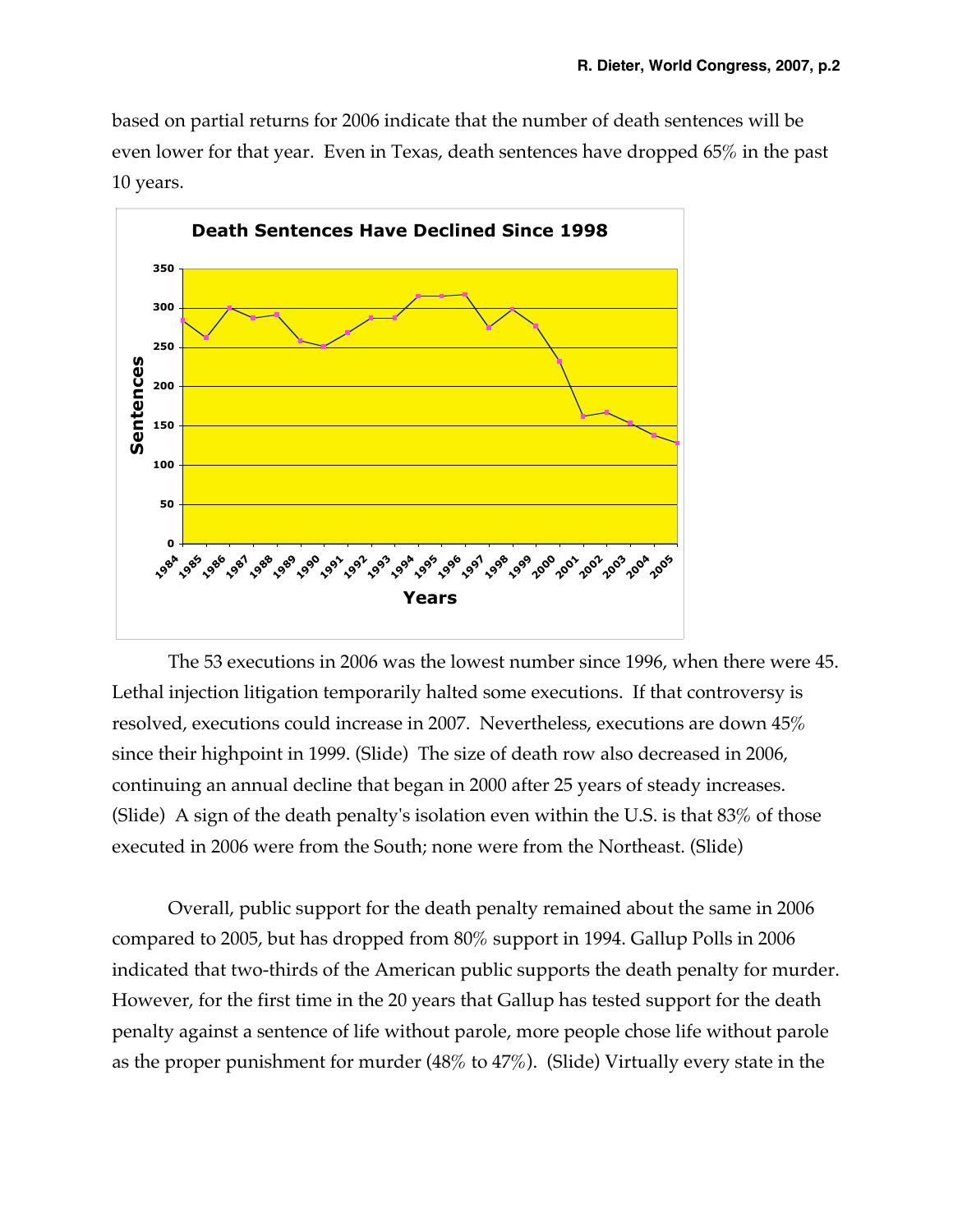based on partial returns for 2006 indicate that the number of death sentences will be even lower for that year. Even in Texas, death sentences have dropped 65% in the past 10 years.

**Death Sentences Have Declined Since 1998**

The 53 executions in 2006 was the lowest number since 1996, when there were 45. Lethal injection litigation temporarily halted some executions. If that controversy is resolved, executions could increase in 2007. Nevertheless, executions are down 45% since their highpoint in 1999. (Slide) The size of death row also decreased in 2006, continuing an annual decline that began in 2000 after 25 years of steady increases. (Slide) A sign of the death penalty's isolation even within the U.S. is that 83% of those executed in 2006 were from the South; none were from the Northeast. (Slide)

Overall, public support for the death penalty remained about the same in 2006 compared to 2005, but has dropped from 80% support in 1994. Gallup Polls in 2006 indicated that two-thirds of the American public supports the death penalty for murder. However, for the first time in the 20 years that Gallup has tested support for the death penalty against a sentence of life without parole, more people chose life without parole as the proper punishment for murder (48% to 47%). (Slide) Virtually every state in the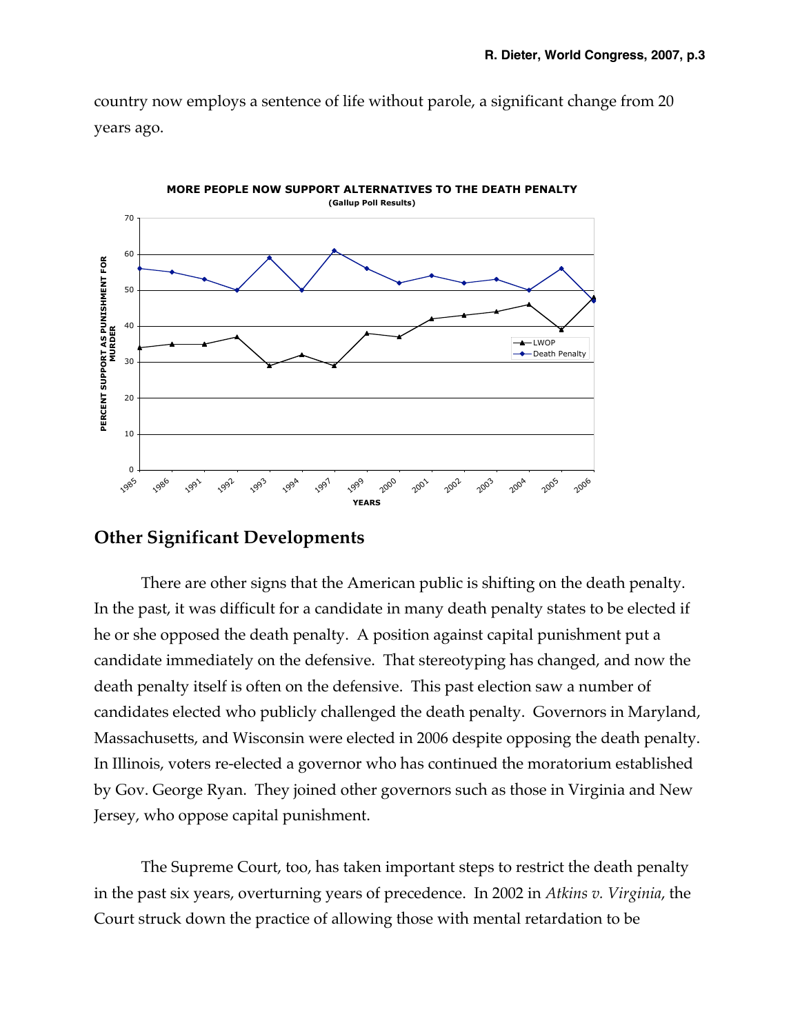country now employs a sentence of life without parole, a significant change from 20 years ago.

**MORE PEOPLE NOW SUPPORT ALTERNATIVES TO THE DEATH PENALTY**
**(Gallup Poll Results)**

## Other Significant Developments

There are other signs that the American public is shifting on the death penalty. In the past, it was difficult for a candidate in many death penalty states to be elected if he or she opposed the death penalty. A position against capital punishment put a candidate immediately on the defensive. That stereotyping has changed, and now the death penalty itself is often on the defensive. This past election saw a number of candidates elected who publicly challenged the death penalty. Governors in Maryland, Massachusetts, and Wisconsin were elected in 2006 despite opposing the death penalty. In Illinois, voters re-elected a governor who has continued the moratorium established by Gov. George Ryan. They joined other governors such as those in Virginia and New Jersey, who oppose capital punishment.

The Supreme Court, too, has taken important steps to restrict the death penalty in the past six years, overturning years of precedence. In 2002 in *Atkins v. Virginia*, the Court struck down the practice of allowing those with mental retardation to be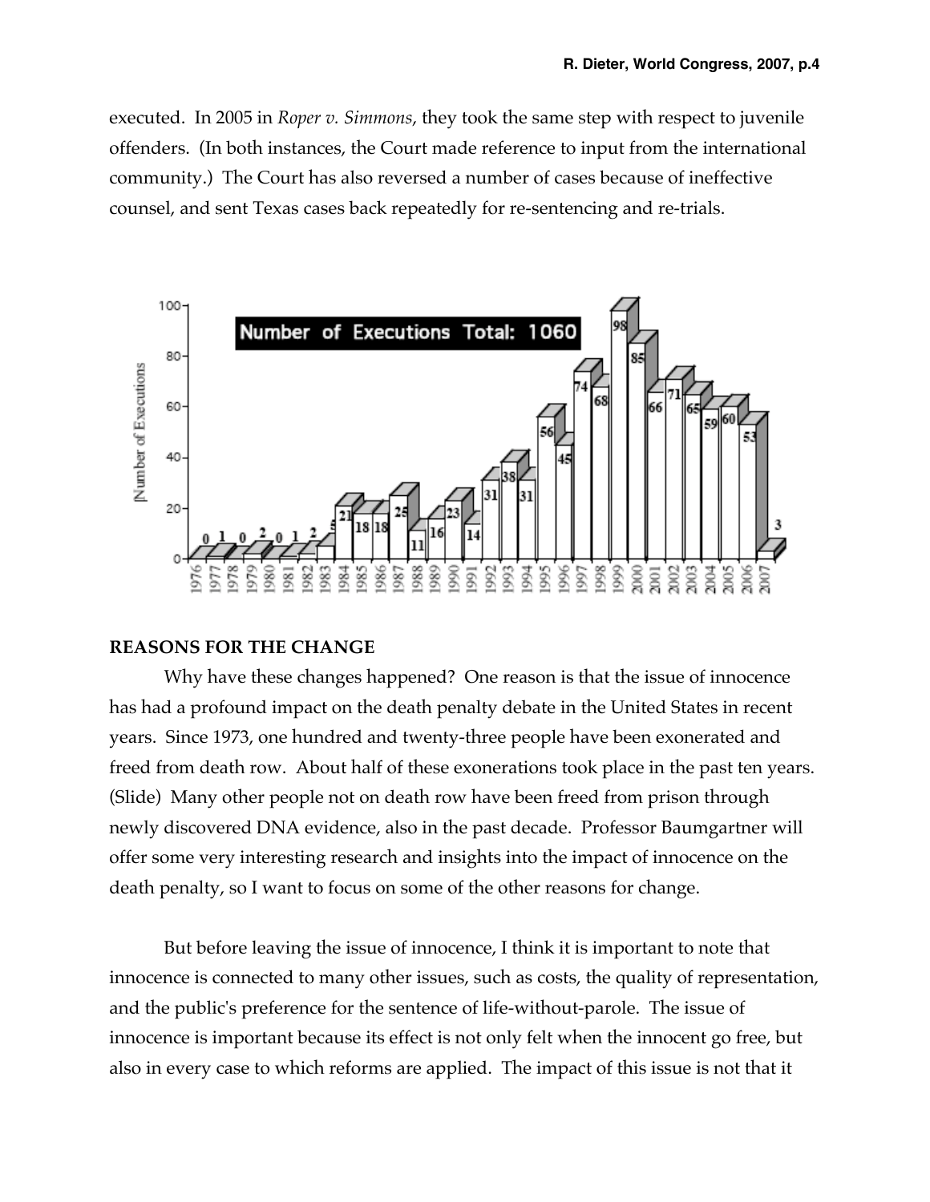executed. In 2005 in *Roper v. Simmons*, they took the same step with respect to juvenile offenders. (In both instances, the Court made reference to input from the international community.) The Court has also reversed a number of cases because of ineffective counsel, and sent Texas cases back repeatedly for re-sentencing and re-trials.

**Number of Executions Total: 1060**

| Year | Number of Executions |
|---|---|
| 1976 | 0 |
| 1977 | 1 |
| 1978 | 0 |
| 1979 | 2 |
| 1980 | 0 |
| 1981 | 1 |
| 1982 | 2 |
| 1983 | 5 |
| 1984 | 21 |
| 1985 | 18 |
| 1986 | 18 |
| 1987 | 25 |
| 1988 | 11 |
| 1989 | 16 |
| 1990 | 23 |
| 1991 | 14 |
| 1992 | 31 |
| 1993 | 38 |
| 1994 | 31 |
| 1995 | 56 |
| 1996 | 45 |
| 1997 | 74 |
| 1998 | 68 |
| 1999 | 98 |
| 2000 | 85 |
| 2001 | 66 |
| 2002 | 71 |
| 2003 | 65 |
| 2004 | 59 |
| 2005 | 60 |
| 2006 | 53 |
| 2007 | 3 |

**REASONS FOR THE CHANGE**

Why have these changes happened? One reason is that the issue of innocence has had a profound impact on the death penalty debate in the United States in recent years. Since 1973, one hundred and twenty-three people have been exonerated and freed from death row. About half of these exonerations took place in the past ten years. (Slide) Many other people not on death row have been freed from prison through newly discovered DNA evidence, also in the past decade. Professor Baumgartner will offer some very interesting research and insights into the impact of innocence on the death penalty, so I want to focus on some of the other reasons for change.

But before leaving the issue of innocence, I think it is important to note that innocence is connected to many other issues, such as costs, the quality of representation, and the public's preference for the sentence of life-without-parole. The issue of innocence is important because its effect is not only felt when the innocent go free, but also in every case to which reforms are applied. The impact of this issue is not that it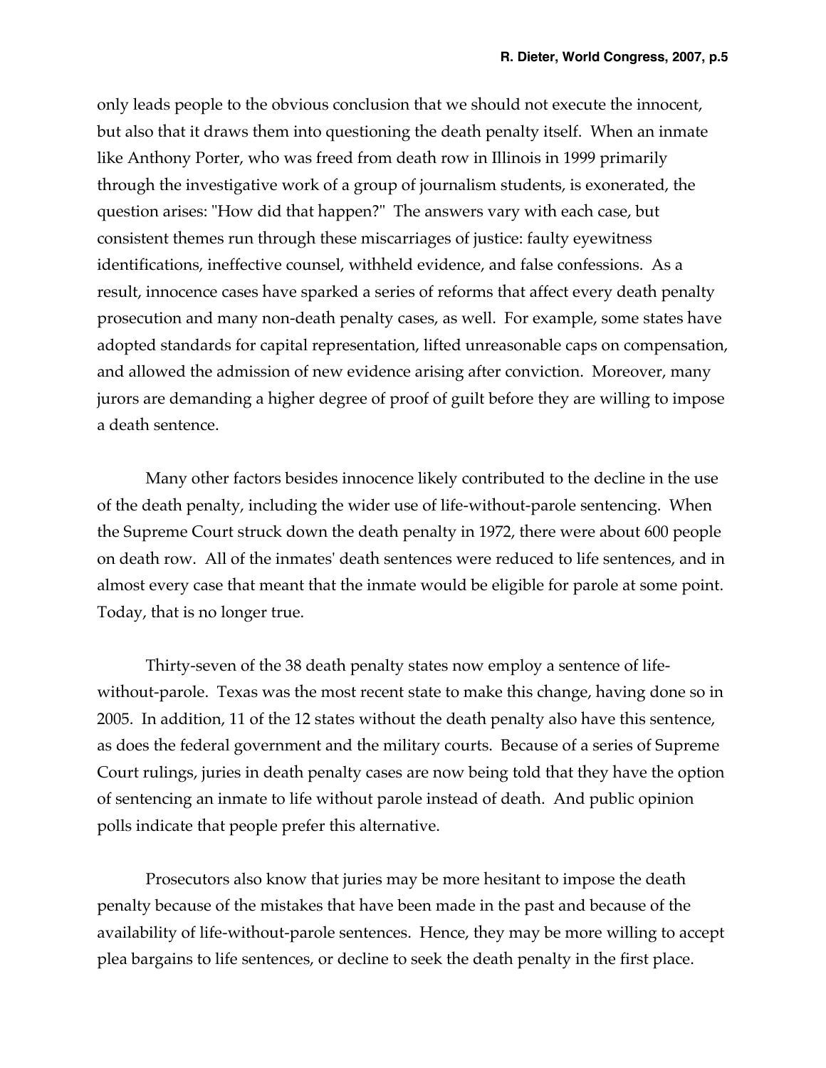only leads people to the obvious conclusion that we should not execute the innocent, but also that it draws them into questioning the death penalty itself. When an inmate like Anthony Porter, who was freed from death row in Illinois in 1999 primarily through the investigative work of a group of journalism students, is exonerated, the question arises: "How did that happen?" The answers vary with each case, but consistent themes run through these miscarriages of justice: faulty eyewitness identifications, ineffective counsel, withheld evidence, and false confessions. As a result, innocence cases have sparked a series of reforms that affect every death penalty prosecution and many non-death penalty cases, as well. For example, some states have adopted standards for capital representation, lifted unreasonable caps on compensation, and allowed the admission of new evidence arising after conviction. Moreover, many jurors are demanding a higher degree of proof of guilt before they are willing to impose a death sentence.

Many other factors besides innocence likely contributed to the decline in the use of the death penalty, including the wider use of life-without-parole sentencing. When the Supreme Court struck down the death penalty in 1972, there were about 600 people on death row. All of the inmates' death sentences were reduced to life sentences, and in almost every case that meant that the inmate would be eligible for parole at some point. Today, that is no longer true.

Thirty-seven of the 38 death penalty states now employ a sentence of life-without-parole. Texas was the most recent state to make this change, having done so in 2005. In addition, 11 of the 12 states without the death penalty also have this sentence, as does the federal government and the military courts. Because of a series of Supreme Court rulings, juries in death penalty cases are now being told that they have the option of sentencing an inmate to life without parole instead of death. And public opinion polls indicate that people prefer this alternative.

Prosecutors also know that juries may be more hesitant to impose the death penalty because of the mistakes that have been made in the past and because of the availability of life-without-parole sentences. Hence, they may be more willing to accept plea bargains to life sentences, or decline to seek the death penalty in the first place.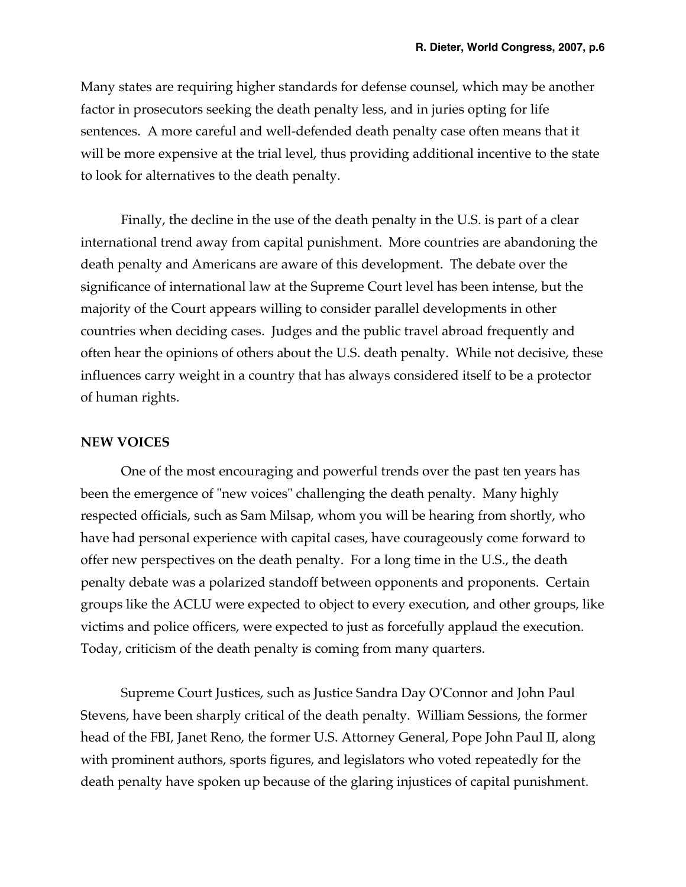Many states are requiring higher standards for defense counsel, which may be another factor in prosecutors seeking the death penalty less, and in juries opting for life sentences. A more careful and well-defended death penalty case often means that it will be more expensive at the trial level, thus providing additional incentive to the state to look for alternatives to the death penalty.

Finally, the decline in the use of the death penalty in the U.S. is part of a clear international trend away from capital punishment. More countries are abandoning the death penalty and Americans are aware of this development. The debate over the significance of international law at the Supreme Court level has been intense, but the majority of the Court appears willing to consider parallel developments in other countries when deciding cases. Judges and the public travel abroad frequently and often hear the opinions of others about the U.S. death penalty. While not decisive, these influences carry weight in a country that has always considered itself to be a protector of human rights.

**NEW VOICES**

One of the most encouraging and powerful trends over the past ten years has been the emergence of "new voices" challenging the death penalty. Many highly respected officials, such as Sam Milsap, whom you will be hearing from shortly, who have had personal experience with capital cases, have courageously come forward to offer new perspectives on the death penalty. For a long time in the U.S., the death penalty debate was a polarized standoff between opponents and proponents. Certain groups like the ACLU were expected to object to every execution, and other groups, like victims and police officers, were expected to just as forcefully applaud the execution. Today, criticism of the death penalty is coming from many quarters.

Supreme Court Justices, such as Justice Sandra Day O'Connor and John Paul Stevens, have been sharply critical of the death penalty. William Sessions, the former head of the FBI, Janet Reno, the former U.S. Attorney General, Pope John Paul II, along with prominent authors, sports figures, and legislators who voted repeatedly for the death penalty have spoken up because of the glaring injustices of capital punishment.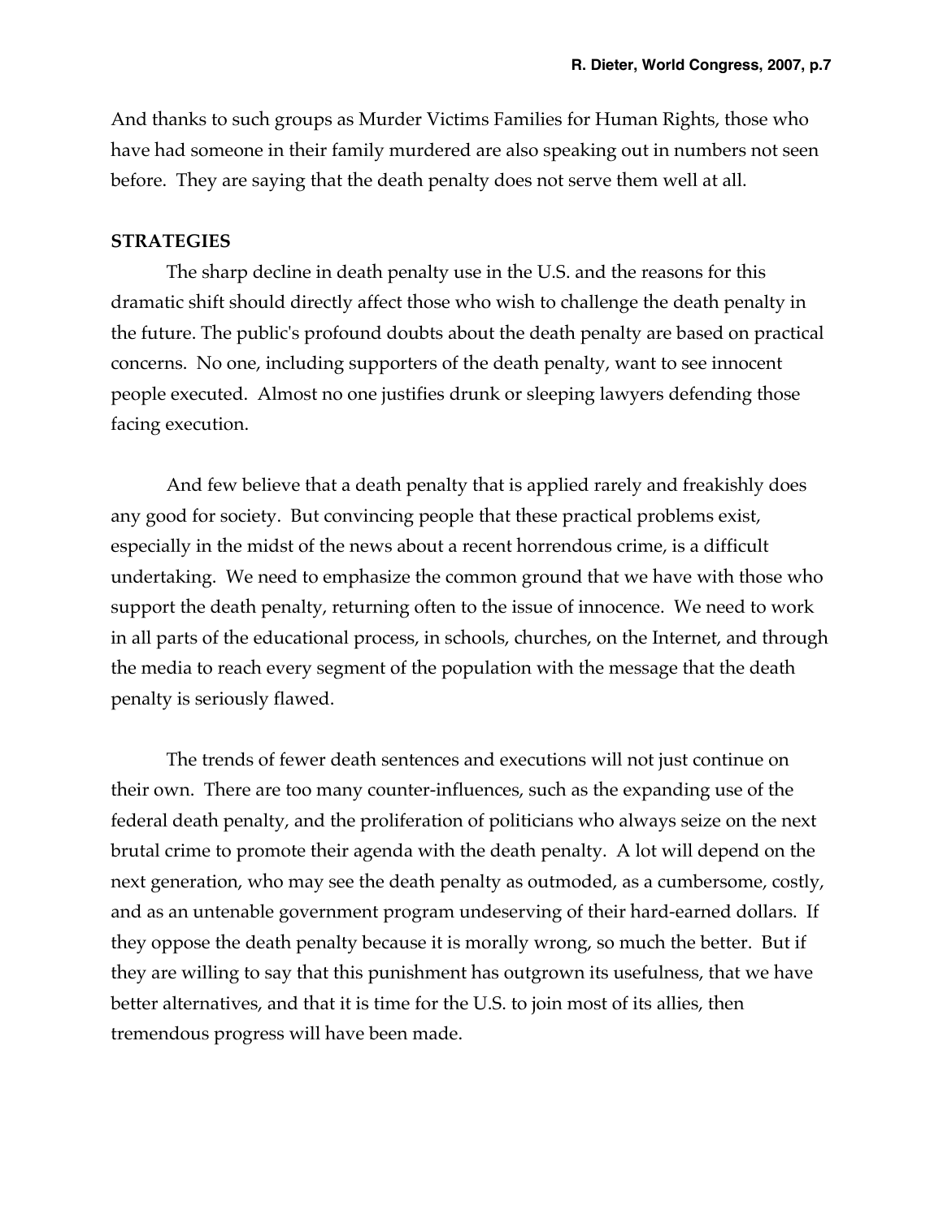And thanks to such groups as Murder Victims Families for Human Rights, those who have had someone in their family murdered are also speaking out in numbers not seen before. They are saying that the death penalty does not serve them well at all.

**STRATEGIES**

The sharp decline in death penalty use in the U.S. and the reasons for this dramatic shift should directly affect those who wish to challenge the death penalty in the future. The public's profound doubts about the death penalty are based on practical concerns. No one, including supporters of the death penalty, want to see innocent people executed. Almost no one justifies drunk or sleeping lawyers defending those facing execution.

And few believe that a death penalty that is applied rarely and freakishly does any good for society. But convincing people that these practical problems exist, especially in the midst of the news about a recent horrendous crime, is a difficult undertaking. We need to emphasize the common ground that we have with those who support the death penalty, returning often to the issue of innocence. We need to work in all parts of the educational process, in schools, churches, on the Internet, and through the media to reach every segment of the population with the message that the death penalty is seriously flawed.

The trends of fewer death sentences and executions will not just continue on their own. There are too many counter-influences, such as the expanding use of the federal death penalty, and the proliferation of politicians who always seize on the next brutal crime to promote their agenda with the death penalty. A lot will depend on the next generation, who may see the death penalty as outmoded, as a cumbersome, costly, and as an untenable government program undeserving of their hard-earned dollars. If they oppose the death penalty because it is morally wrong, so much the better. But if they are willing to say that this punishment has outgrown its usefulness, that we have better alternatives, and that it is time for the U.S. to join most of its allies, then tremendous progress will have been made.